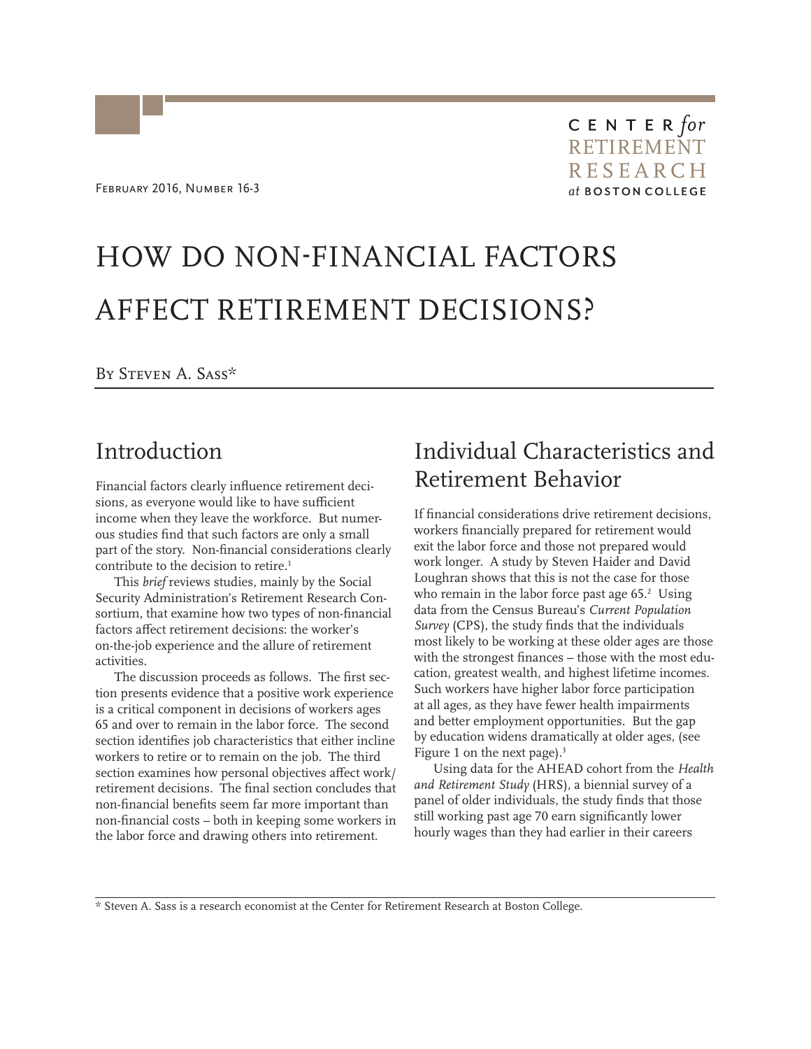February 2016, Number 16-3

CENTER *for* RETIREMENT RESEARCH *at* BOSTON COLLEGE

# HOW DO NON-FINANCIAL FACTORS AFFECT RETIREMENT DECISIONS?

By Steven A. Sass*

## Introduction

Financial factors clearly influence retirement decisions, as everyone would like to have sufficient income when they leave the workforce. But numerous studies find that such factors are only a small part of the story. Non-financial considerations clearly contribute to the decision to retire.[1]

This *brief* reviews studies, mainly by the Social Security Administration's Retirement Research Consortium, that examine how two types of non-financial factors affect retirement decisions: the worker's on-the-job experience and the allure of retirement activities.

The discussion proceeds as follows. The first section presents evidence that a positive work experience is a critical component in decisions of workers ages 65 and over to remain in the labor force. The second section identifies job characteristics that either incline workers to retire or to remain on the job. The third section examines how personal objectives affect work/retirement decisions. The final section concludes that non-financial benefits seem far more important than non-financial costs – both in keeping some workers in the labor force and drawing others into retirement.

## Individual Characteristics and Retirement Behavior

If financial considerations drive retirement decisions, workers financially prepared for retirement would exit the labor force and those not prepared would work longer. A study by Steven Haider and David Loughran shows that this is not the case for those who remain in the labor force past age 65.[2] Using data from the Census Bureau's *Current Population Survey* (CPS), the study finds that the individuals most likely to be working at these older ages are those with the strongest finances – those with the most education, greatest wealth, and highest lifetime incomes. Such workers have higher labor force participation at all ages, as they have fewer health impairments and better employment opportunities. But the gap by education widens dramatically at older ages, (see Figure 1 on the next page).[3]

Using data for the AHEAD cohort from the *Health and Retirement Study* (HRS), a biennial survey of a panel of older individuals, the study finds that those still working past age 70 earn significantly lower hourly wages than they had earlier in their careers

\* Steven A. Sass is a research economist at the Center for Retirement Research at Boston College.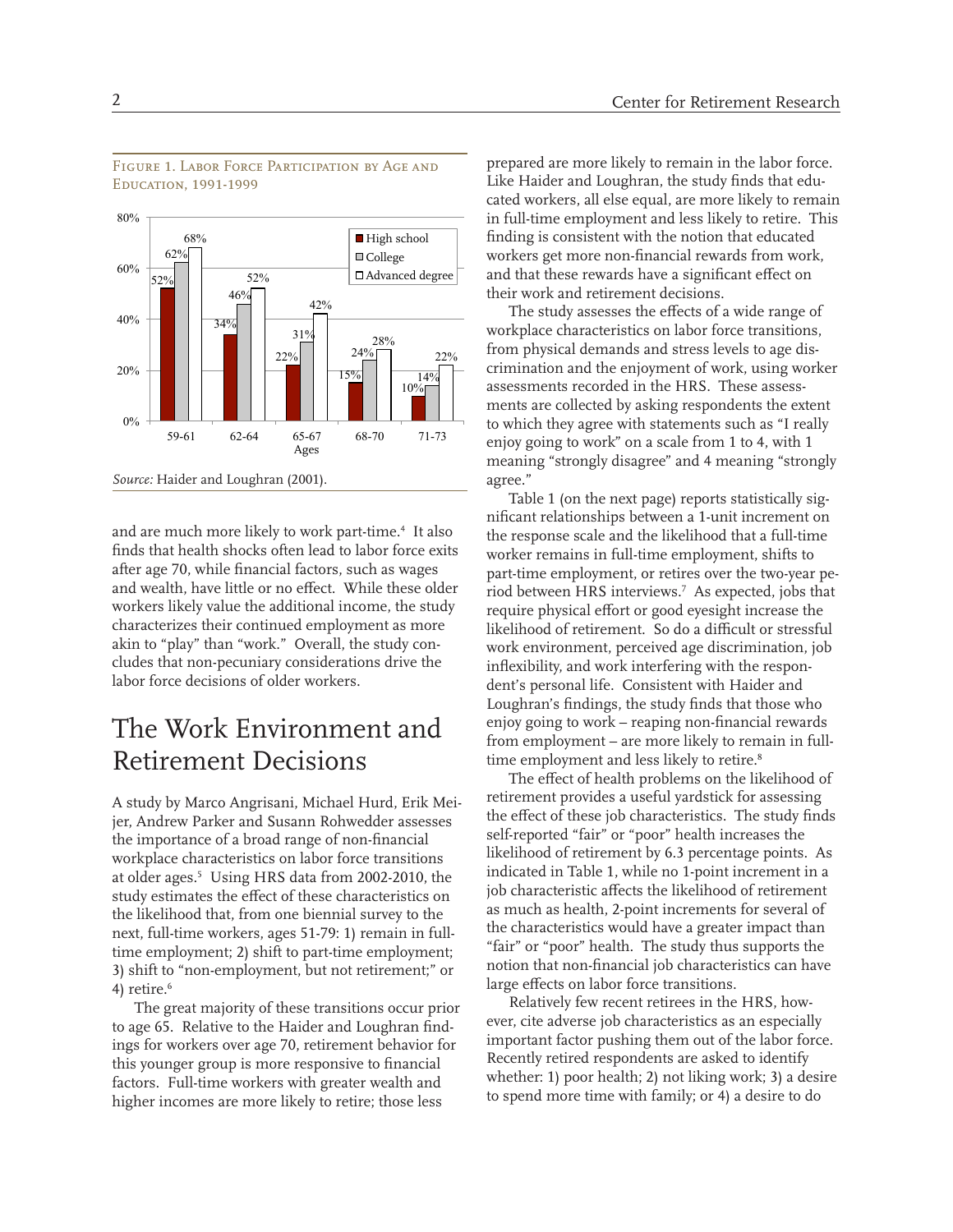Figure 1. Labor Force Participation by Age and Education, 1991-1999

| Ages | High school | College | Advanced degree |
|---|---|---|---|
| 59-61 | 52% | 62% | 68% |
| 62-64 | 34% | 46% | 52% |
| 65-67 | 22% | 31% | 42% |
| 68-70 | 15% | 24% | 28% |
| 71-73 | 10% | 14% | 22% |

*Source:* Haider and Loughran (2001).

and are much more likely to work part-time.[4] It also finds that health shocks often lead to labor force exits after age 70, while financial factors, such as wages and wealth, have little or no effect. While these older workers likely value the additional income, the study characterizes their continued employment as more akin to "play" than "work." Overall, the study concludes that non-pecuniary considerations drive the labor force decisions of older workers.

## The Work Environment and Retirement Decisions

A study by Marco Angrisani, Michael Hurd, Erik Meijer, Andrew Parker and Susann Rohwedder assesses the importance of a broad range of non-financial workplace characteristics on labor force transitions at older ages.[5] Using HRS data from 2002-2010, the study estimates the effect of these characteristics on the likelihood that, from one biennial survey to the next, full-time workers, ages 51-79: 1) remain in full-time employment; 2) shift to part-time employment; 3) shift to "non-employment, but not retirement;" or 4) retire.[6]

The great majority of these transitions occur prior to age 65. Relative to the Haider and Loughran findings for workers over age 70, retirement behavior for this younger group is more responsive to financial factors. Full-time workers with greater wealth and higher incomes are more likely to retire; those less prepared are more likely to remain in the labor force. Like Haider and Loughran, the study finds that educated workers, all else equal, are more likely to remain in full-time employment and less likely to retire. This finding is consistent with the notion that educated workers get more non-financial rewards from work, and that these rewards have a significant effect on their work and retirement decisions.

The study assesses the effects of a wide range of workplace characteristics on labor force transitions, from physical demands and stress levels to age discrimination and the enjoyment of work, using worker assessments recorded in the HRS. These assessments are collected by asking respondents the extent to which they agree with statements such as "I really enjoy going to work" on a scale from 1 to 4, with 1 meaning "strongly disagree" and 4 meaning "strongly agree."

Table 1 (on the next page) reports statistically significant relationships between a 1-unit increment on the response scale and the likelihood that a full-time worker remains in full-time employment, shifts to part-time employment, or retires over the two-year period between HRS interviews.[7] As expected, jobs that require physical effort or good eyesight increase the likelihood of retirement. So do a difficult or stressful work environment, perceived age discrimination, job inflexibility, and work interfering with the respondent's personal life. Consistent with Haider and Loughran's findings, the study finds that those who enjoy going to work – reaping non-financial rewards from employment – are more likely to remain in full-time employment and less likely to retire.[8]

The effect of health problems on the likelihood of retirement provides a useful yardstick for assessing the effect of these job characteristics. The study finds self-reported "fair" or "poor" health increases the likelihood of retirement by 6.3 percentage points. As indicated in Table 1, while no 1-point increment in a job characteristic affects the likelihood of retirement as much as health, 2-point increments for several of the characteristics would have a greater impact than "fair" or "poor" health. The study thus supports the notion that non-financial job characteristics can have large effects on labor force transitions.

Relatively few recent retirees in the HRS, however, cite adverse job characteristics as an especially important factor pushing them out of the labor force. Recently retired respondents are asked to identify whether: 1) poor health; 2) not liking work; 3) a desire to spend more time with family; or 4) a desire to do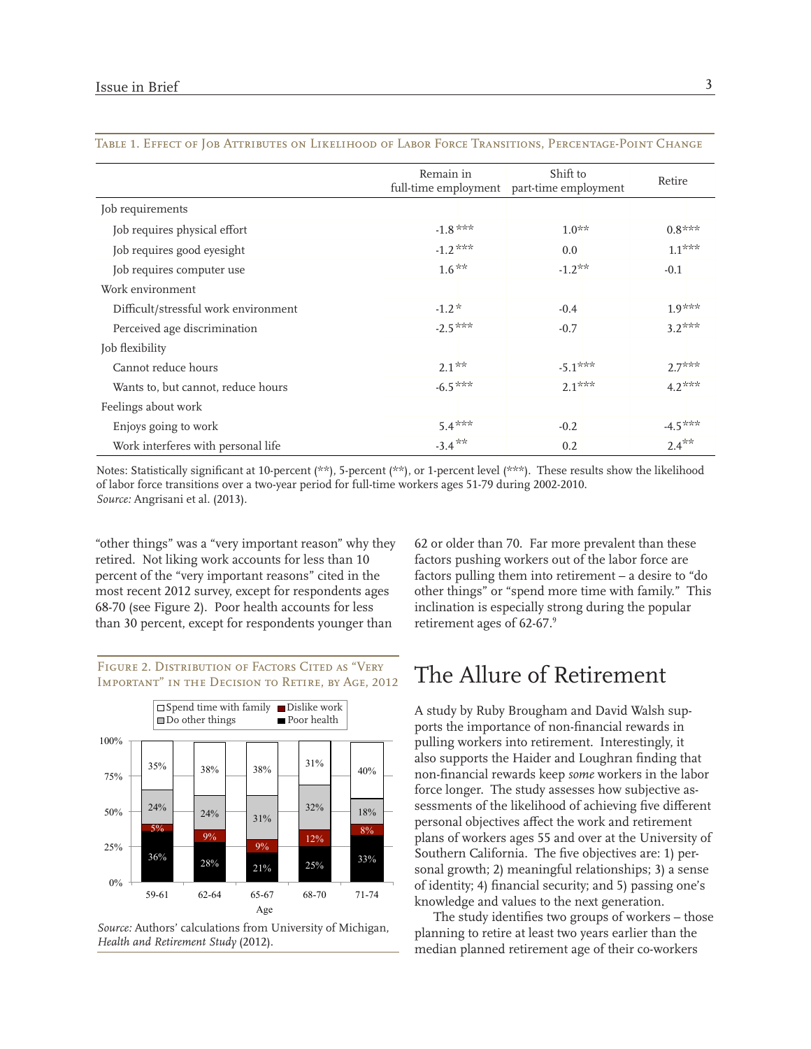Table 1. Effect of Job Attributes on Likelihood of Labor Force Transitions, Percentage-Point Change

| | Remain in full-time employment | Shift to part-time employment | Retire |
|---|---|---|---|
| Job requirements | | | |
| Job requires physical effort | -1.8*** | 1.0** | 0.8*** |
| Job requires good eyesight | -1.2*** | 0.0 | 1.1*** |
| Job requires computer use | 1.6** | -1.2** | -0.1 |
| Work environment | | | |
| Difficult/stressful work environment | -1.2* | -0.4 | 1.9*** |
| Perceived age discrimination | -2.5*** | -0.7 | 3.2*** |
| Job flexibility | | | |
| Cannot reduce hours | 2.1** | -5.1*** | 2.7*** |
| Wants to, but cannot, reduce hours | -6.5*** | 2.1*** | 4.2*** |
| Feelings about work | | | |
| Enjoys going to work | 5.4*** | -0.2 | -4.5*** |
| Work interferes with personal life | -3.4** | 0.2 | 2.4** |

Notes: Statistically significant at 10-percent (**), 5-percent (**), or 1-percent level (***). These results show the likelihood of labor force transitions over a two-year period for full-time workers ages 51-79 during 2002-2010.
*Source:* Angrisani et al. (2013).

"other things" was a "very important reason" why they retired. Not liking work accounts for less than 10 percent of the "very important reasons" cited in the most recent 2012 survey, except for respondents ages 68-70 (see Figure 2). Poor health accounts for less than 30 percent, except for respondents younger than 62 or older than 70. Far more prevalent than these factors pushing workers out of the labor force are factors pulling them into retirement – a desire to "do other things" or "spend more time with family." This inclination is especially strong during the popular retirement ages of 62-67.[9]

Figure 2. Distribution of Factors Cited as "Very Important" in the Decision to Retire, by Age, 2012

| Age | Poor health | Dislike work | Do other things | Spend time with family |
|---|---|---|---|---|
| 59-61 | 36% | 5% | 24% | 35% |
| 62-64 | 28% | 9% | 24% | 38% |
| 65-67 | 21% | 9% | 31% | 38% |
| 68-70 | 25% | 12% | 32% | 31% |
| 71-74 | 33% | 8% | 18% | 40% |

*Source:* Authors' calculations from University of Michigan, *Health and Retirement Study* (2012).

## The Allure of Retirement

A study by Ruby Brougham and David Walsh supports the importance of non-financial rewards in pulling workers into retirement. Interestingly, it also supports the Haider and Loughran finding that non-financial rewards keep *some* workers in the labor force longer. The study assesses how subjective assessments of the likelihood of achieving five different personal objectives affect the work and retirement plans of workers ages 55 and over at the University of Southern California. The five objectives are: 1) personal growth; 2) meaningful relationships; 3) a sense of identity; 4) financial security; and 5) passing one's knowledge and values to the next generation.

The study identifies two groups of workers – those planning to retire at least two years earlier than the median planned retirement age of their co-workers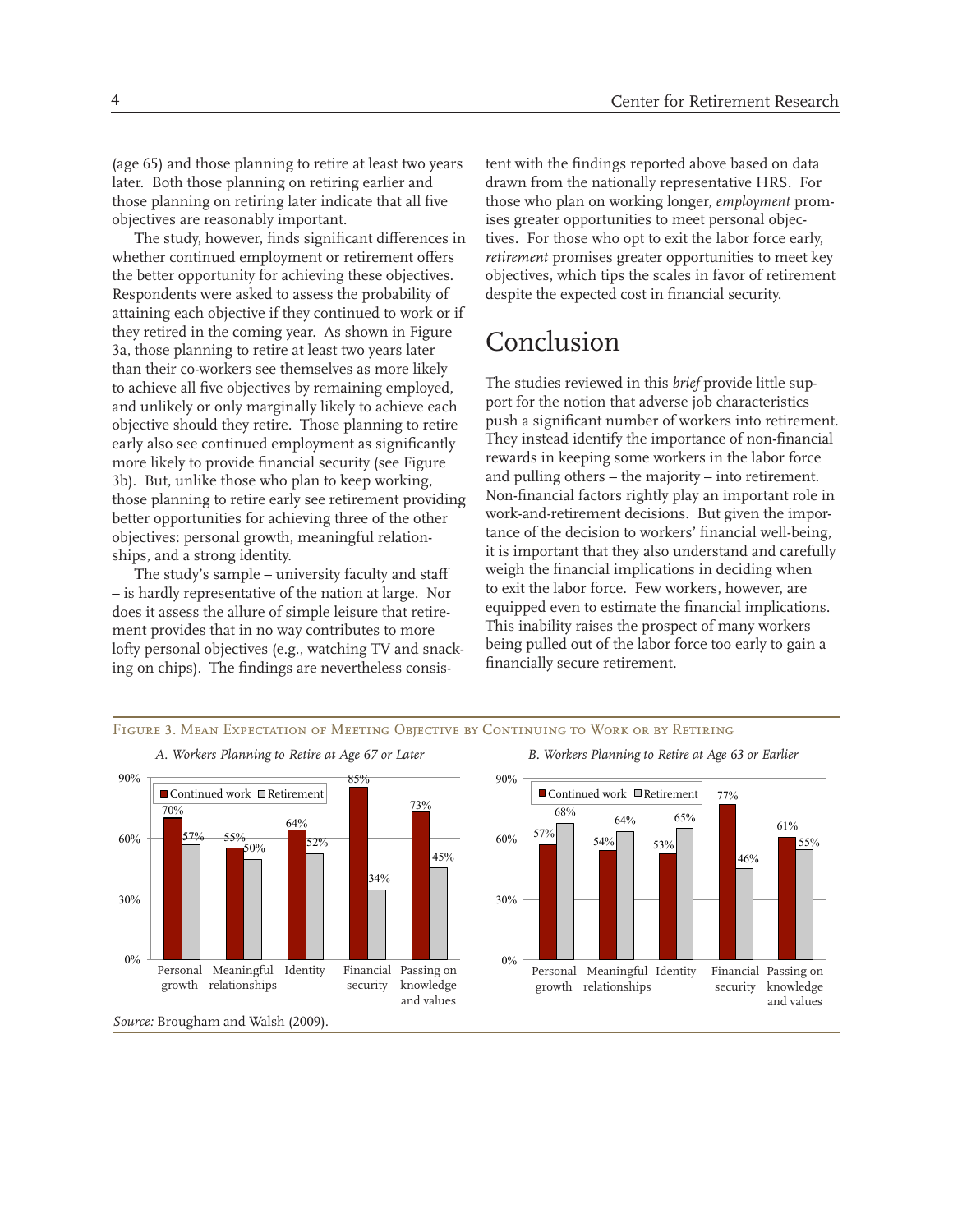(age 65) and those planning to retire at least two years later. Both those planning on retiring earlier and those planning on retiring later indicate that all five objectives are reasonably important.

The study, however, finds significant differences in whether continued employment or retirement offers the better opportunity for achieving these objectives. Respondents were asked to assess the probability of attaining each objective if they continued to work or if they retired in the coming year. As shown in Figure 3a, those planning to retire at least two years later than their co-workers see themselves as more likely to achieve all five objectives by remaining employed, and unlikely or only marginally likely to achieve each objective should they retire. Those planning to retire early also see continued employment as significantly more likely to provide financial security (see Figure 3b). But, unlike those who plan to keep working, those planning to retire early see retirement providing better opportunities for achieving three of the other objectives: personal growth, meaningful relationships, and a strong identity.

The study's sample – university faculty and staff – is hardly representative of the nation at large. Nor does it assess the allure of simple leisure that retirement provides that in no way contributes to more lofty personal objectives (e.g., watching TV and snacking on chips). The findings are nevertheless consistent with the findings reported above based on data drawn from the nationally representative HRS. For those who plan on working longer, *employment* promises greater opportunities to meet personal objectives. For those who opt to exit the labor force early, *retirement* promises greater opportunities to meet key objectives, which tips the scales in favor of retirement despite the expected cost in financial security.

## Conclusion

The studies reviewed in this *brief* provide little support for the notion that adverse job characteristics push a significant number of workers into retirement. They instead identify the importance of non-financial rewards in keeping some workers in the labor force and pulling others – the majority – into retirement. Non-financial factors rightly play an important role in work-and-retirement decisions. But given the importance of the decision to workers' financial well-being, it is important that they also understand and carefully weigh the financial implications in deciding when to exit the labor force. Few workers, however, are equipped even to estimate the financial implications. This inability raises the prospect of many workers being pulled out of the labor force too early to gain a financially secure retirement.

Figure 3. Mean Expectation of Meeting Objective by Continuing to Work or by Retiring

*A. Workers Planning to Retire at Age 67 or Later*

| Objective | Continued work | Retirement |
|---|---|---|
| Personal growth | 70% | 57% |
| Meaningful relationships | 55% | 50% |
| Identity | 64% | 52% |
| Financial security | 85% | 34% |
| Passing on knowledge and values | 73% | 45% |

*B. Workers Planning to Retire at Age 63 or Earlier*

| Objective | Continued work | Retirement |
|---|---|---|
| Personal growth | 57% | 68% |
| Meaningful relationships | 54% | 64% |
| Identity | 53% | 65% |
| Financial security | 77% | 46% |
| Passing on knowledge and values | 61% | 55% |

*Source:* Brougham and Walsh (2009).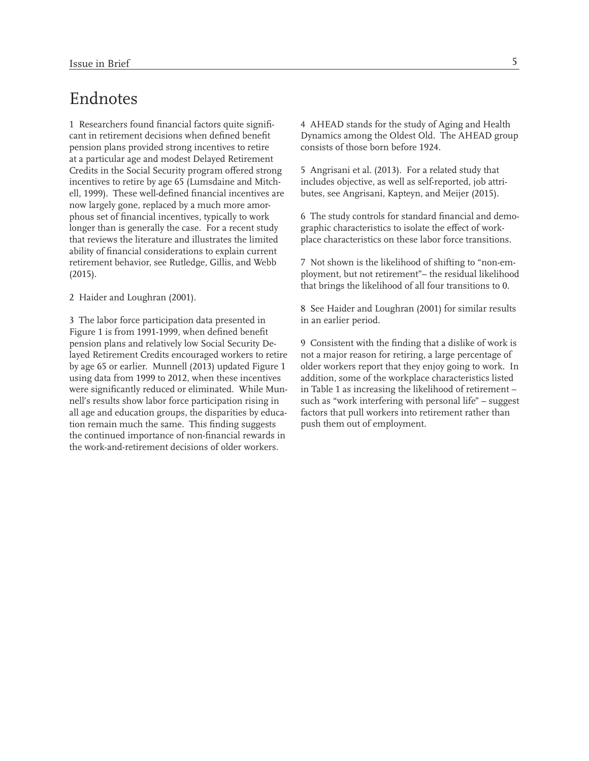# Endnotes

1 Researchers found financial factors quite significant in retirement decisions when defined benefit pension plans provided strong incentives to retire at a particular age and modest Delayed Retirement Credits in the Social Security program offered strong incentives to retire by age 65 (Lumsdaine and Mitchell, 1999). These well-defined financial incentives are now largely gone, replaced by a much more amorphous set of financial incentives, typically to work longer than is generally the case. For a recent study that reviews the literature and illustrates the limited ability of financial considerations to explain current retirement behavior, see Rutledge, Gillis, and Webb (2015).

2 Haider and Loughran (2001).

3 The labor force participation data presented in Figure 1 is from 1991-1999, when defined benefit pension plans and relatively low Social Security Delayed Retirement Credits encouraged workers to retire by age 65 or earlier. Munnell (2013) updated Figure 1 using data from 1999 to 2012, when these incentives were significantly reduced or eliminated. While Munnell's results show labor force participation rising in all age and education groups, the disparities by education remain much the same. This finding suggests the continued importance of non-financial rewards in the work-and-retirement decisions of older workers.

4 AHEAD stands for the study of Aging and Health Dynamics among the Oldest Old. The AHEAD group consists of those born before 1924.

5 Angrisani et al. (2013). For a related study that includes objective, as well as self-reported, job attributes, see Angrisani, Kapteyn, and Meijer (2015).

6 The study controls for standard financial and demographic characteristics to isolate the effect of workplace characteristics on these labor force transitions.

7 Not shown is the likelihood of shifting to "non-employment, but not retirement"– the residual likelihood that brings the likelihood of all four transitions to 0.

8 See Haider and Loughran (2001) for similar results in an earlier period.

9 Consistent with the finding that a dislike of work is not a major reason for retiring, a large percentage of older workers report that they enjoy going to work. In addition, some of the workplace characteristics listed in Table 1 as increasing the likelihood of retirement – such as "work interfering with personal life" – suggest factors that pull workers into retirement rather than push them out of employment.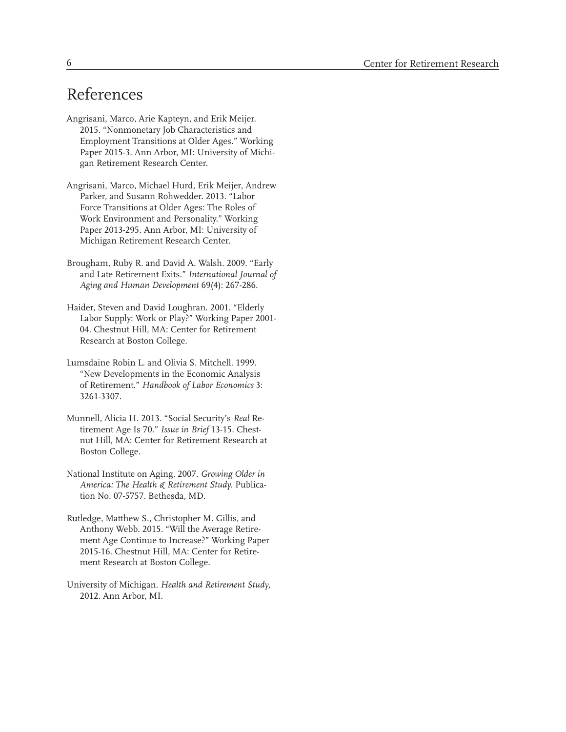# References

Angrisani, Marco, Arie Kapteyn, and Erik Meijer. 2015. "Nonmonetary Job Characteristics and Employment Transitions at Older Ages." Working Paper 2015-3. Ann Arbor, MI: University of Michigan Retirement Research Center.

Angrisani, Marco, Michael Hurd, Erik Meijer, Andrew Parker, and Susann Rohwedder. 2013. "Labor Force Transitions at Older Ages: The Roles of Work Environment and Personality." Working Paper 2013-295. Ann Arbor, MI: University of Michigan Retirement Research Center.

Brougham, Ruby R. and David A. Walsh. 2009. "Early and Late Retirement Exits." *International Journal of Aging and Human Development* 69(4): 267-286.

Haider, Steven and David Loughran. 2001. "Elderly Labor Supply: Work or Play?" Working Paper 2001-04. Chestnut Hill, MA: Center for Retirement Research at Boston College.

Lumsdaine Robin L. and Olivia S. Mitchell. 1999. "New Developments in the Economic Analysis of Retirement." *Handbook of Labor Economics* 3: 3261-3307.

Munnell, Alicia H. 2013. "Social Security's *Real* Retirement Age Is 70." *Issue in Brief* 13-15. Chestnut Hill, MA: Center for Retirement Research at Boston College.

National Institute on Aging. 2007. *Growing Older in America: The Health & Retirement Study.* Publication No. 07-5757. Bethesda, MD.

Rutledge, Matthew S., Christopher M. Gillis, and Anthony Webb. 2015. "Will the Average Retirement Age Continue to Increase?" Working Paper 2015-16. Chestnut Hill, MA: Center for Retirement Research at Boston College.

University of Michigan. *Health and Retirement Study,* 2012. Ann Arbor, MI.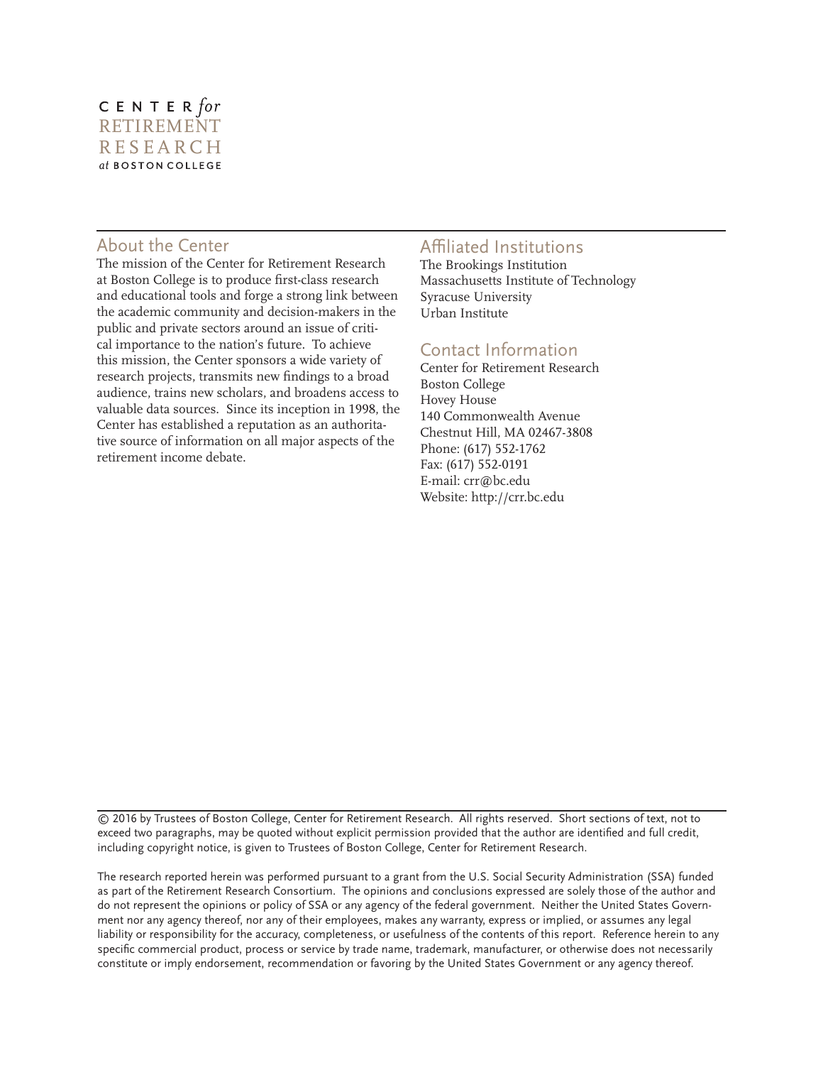CENTER *for* RETIREMENT RESEARCH *at* BOSTON COLLEGE

## About the Center

The mission of the Center for Retirement Research at Boston College is to produce first-class research and educational tools and forge a strong link between the academic community and decision-makers in the public and private sectors around an issue of critical importance to the nation's future. To achieve this mission, the Center sponsors a wide variety of research projects, transmits new findings to a broad audience, trains new scholars, and broadens access to valuable data sources. Since its inception in 1998, the Center has established a reputation as an authoritative source of information on all major aspects of the retirement income debate.

## Affiliated Institutions

The Brookings Institution  
Massachusetts Institute of Technology  
Syracuse University  
Urban Institute

## Contact Information

Center for Retirement Research  
Boston College  
Hovey House  
140 Commonwealth Avenue  
Chestnut Hill, MA 02467-3808  
Phone: (617) 552-1762  
Fax: (617) 552-0191  
E-mail: crr@bc.edu  
Website: http://crr.bc.edu

© 2016 by Trustees of Boston College, Center for Retirement Research. All rights reserved. Short sections of text, not to exceed two paragraphs, may be quoted without explicit permission provided that the author are identified and full credit, including copyright notice, is given to Trustees of Boston College, Center for Retirement Research.

The research reported herein was performed pursuant to a grant from the U.S. Social Security Administration (SSA) funded as part of the Retirement Research Consortium. The opinions and conclusions expressed are solely those of the author and do not represent the opinions or policy of SSA or any agency of the federal government. Neither the United States Government nor any agency thereof, nor any of their employees, makes any warranty, express or implied, or assumes any legal liability or responsibility for the accuracy, completeness, or usefulness of the contents of this report. Reference herein to any specific commercial product, process or service by trade name, trademark, manufacturer, or otherwise does not necessarily constitute or imply endorsement, recommendation or favoring by the United States Government or any agency thereof.